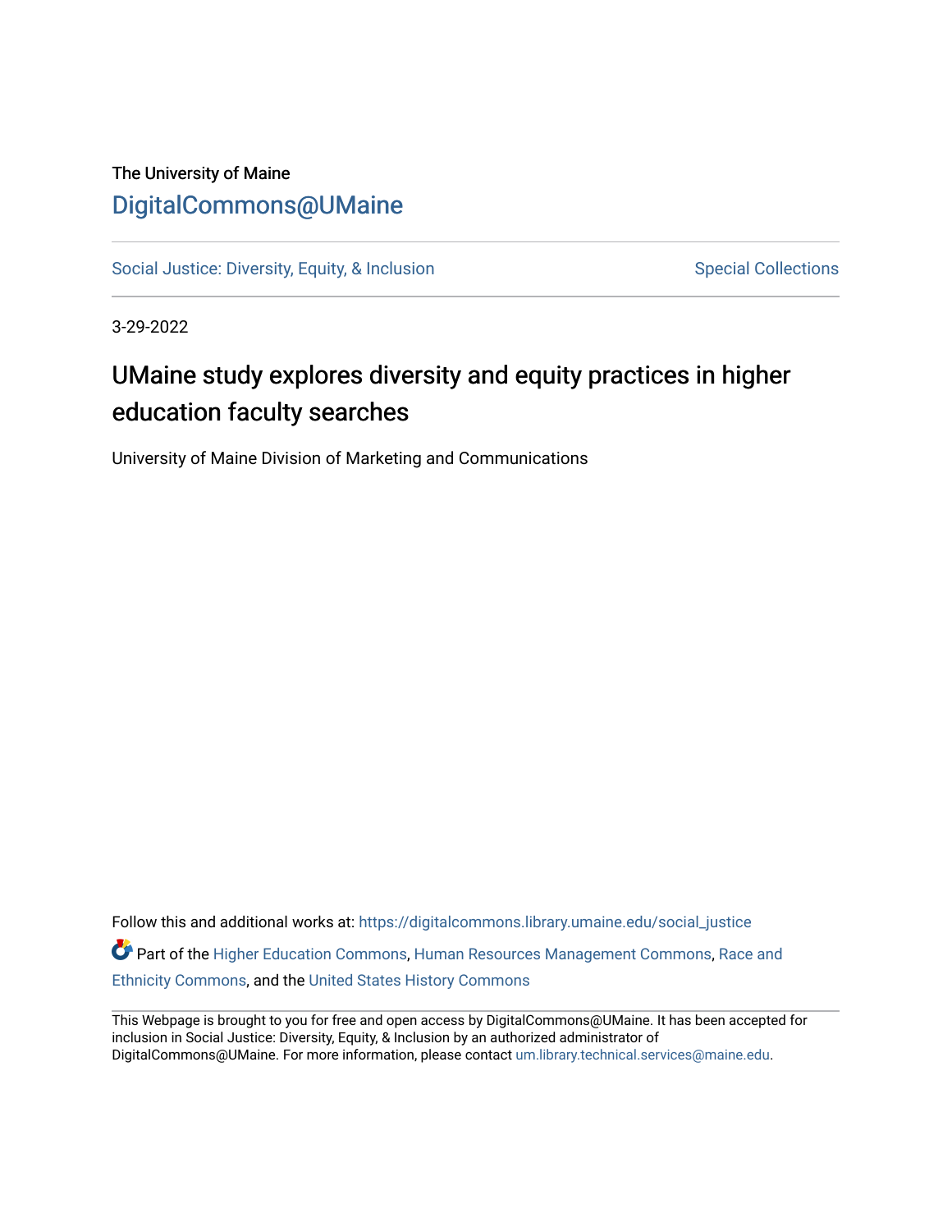The University of Maine

DigitalCommons@UMaine

Social Justice: Diversity, Equity, & Inclusion

Special Collections

3-29-2022

# UMaine study explores diversity and equity practices in higher education faculty searches

University of Maine Division of Marketing and Communications

Follow this and additional works at: https://digitalcommons.library.umaine.edu/social_justice

Part of the Higher Education Commons, Human Resources Management Commons, Race and Ethnicity Commons, and the United States History Commons

This Webpage is brought to you for free and open access by DigitalCommons@UMaine. It has been accepted for inclusion in Social Justice: Diversity, Equity, & Inclusion by an authorized administrator of DigitalCommons@UMaine. For more information, please contact um.library.technical.services@maine.edu.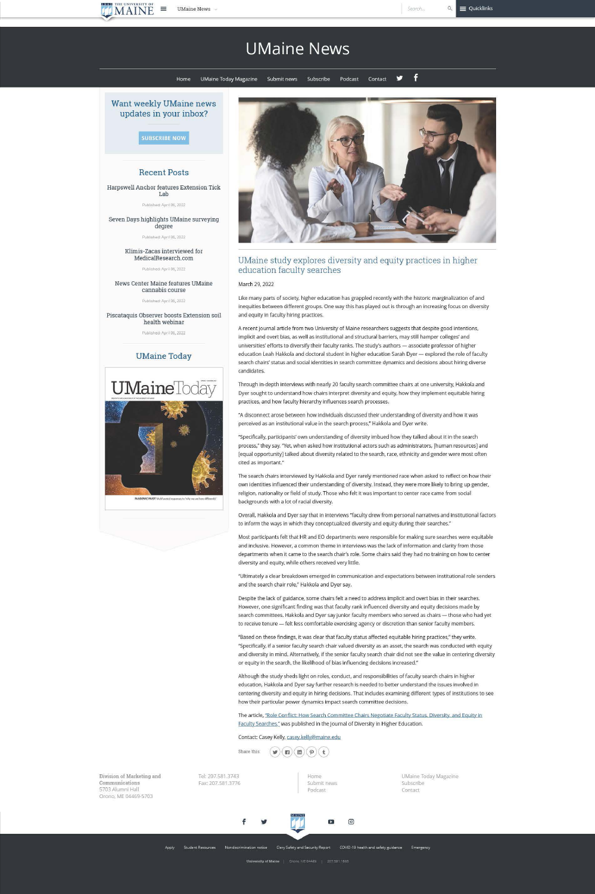# UMaine News

Home | UMaine Today Magazine | Submit news | Subscribe | Podcast | Contact

Want weekly UMaine news updates in your inbox?

SUBSCRIBE NOW

## Recent Posts

Harpswell Anchor features Extension Tick Lab

Published: April 06, 2022

Seven Days highlights UMaine surveying degree

Published: April 06, 2022

Klimis-Zacas interviewed for MedicalResearch.com

Published: April 06, 2022

News Center Maine features UMaine cannabis course

Published: April 06, 2022

Piscataquis Observer boosts Extension soil health webinar

Published: April 06, 2022

## UMaine Today

## UMaine study explores diversity and equity practices in higher education faculty searches

March 29, 2022

Like many parts of society, higher education has grappled recently with the historic marginalization of and inequities between different groups. One way this has played out is through an increasing focus on diversity and equity in faculty hiring practices.

A recent journal article from two University of Maine researchers suggests that despite good intentions, implicit and overt bias, as well as institutional and structural barriers, may still hamper colleges' and universities' efforts to diversify their faculty ranks. The study's authors — associate professor of higher education Leah Hakkola and doctoral student in higher education Sarah Dyer — explored the role of faculty search chairs' status and social identities in search committee dynamics and decisions about hiring diverse candidates.

Through in-depth interviews with nearly 20 faculty search committee chairs at one university, Hakkola and Dyer sought to understand how chairs interpret diversity and equity, how they implement equitable hiring practices, and how faculty hierarchy influences search processes.

"A disconnect arose between how individuals discussed their understanding of diversity and how it was perceived as an institutional value in the search process," Hakkola and Dyer write.

"Specifically, participants' own understanding of diversity imbued how they talked about it in the search process," they say. "Yet, when asked how institutional actors such as administrators, [human resources] and [equal opportunity] talked about diversity related to the search, race, ethnicity and gender were most often cited as important."

The search chairs interviewed by Hakkola and Dyer rarely mentioned race when asked to reflect on how their own identities influenced their understanding of diversity. Instead, they were more likely to bring up gender, religion, nationality or field of study. Those who felt it was important to center race came from social backgrounds with a lot of racial diversity.

Overall, Hakkola and Dyer say that in interviews "faculty drew from personal narratives and institutional factors to inform the ways in which they conceptualized diversity and equity during their searches."

Most participants felt that HR and EO departments were responsible for making sure searches were equitable and inclusive. However, a common theme in interviews was the lack of information and clarity from those departments when it came to the search chair's role. Some chairs said they had no training on how to center diversity and equity, while others received very little.

"Ultimately a clear breakdown emerged in communication and expectations between institutional role senders and the search chair role," Hakkola and Dyer say.

Despite the lack of guidance, some chairs felt a need to address implicit and overt bias in their searches. However, one significant finding was that faculty rank influenced diversity and equity decisions made by search committees. Hakkola and Dyer say junior faculty members who served as chairs — those who had yet to receive tenure — felt less comfortable exercising agency or discretion than senior faculty members.

"Based on these findings, it was clear that faculty status affected equitable hiring practices," they write. "Specifically, if a senior faculty search chair valued diversity as an asset, the search was conducted with equity and diversity in mind. Alternatively, if the senior faculty search chair did not see the value in centering diversity or equity in the search, the likelihood of bias influencing decisions increased."

Although the study sheds light on roles, conduct, and responsibilities of faculty search chairs in higher education, Hakkola and Dyer say further research is needed to better understand the issues involved in centering diversity and equity in hiring decisions. That includes examining different types of institutions to see how their particular power dynamics impact search committee decisions.

The article, "Role Conflict: How Search Committee Chairs Negotiate Faculty Status, Diversity, and Equity in Faculty Searches," was published in the Journal of Diversity in Higher Education.

Contact: Casey Kelly, casey.kelly@maine.edu

Share this:

Division of Marketing and Communications
5703 Alumni Hall
Orono, ME 04469-5703

Tel: 207.581.3743
Fax: 207.581.3776

Home | Submit news | Podcast | UMaine Today Magazine | Subscribe | Contact

Apply | Student Resources | Nondiscrimination notice | Clery Safety and Security Report | COVID-19 health and safety guidance | Emergency

University of Maine | Orono, ME 04469 | 207.581.1865